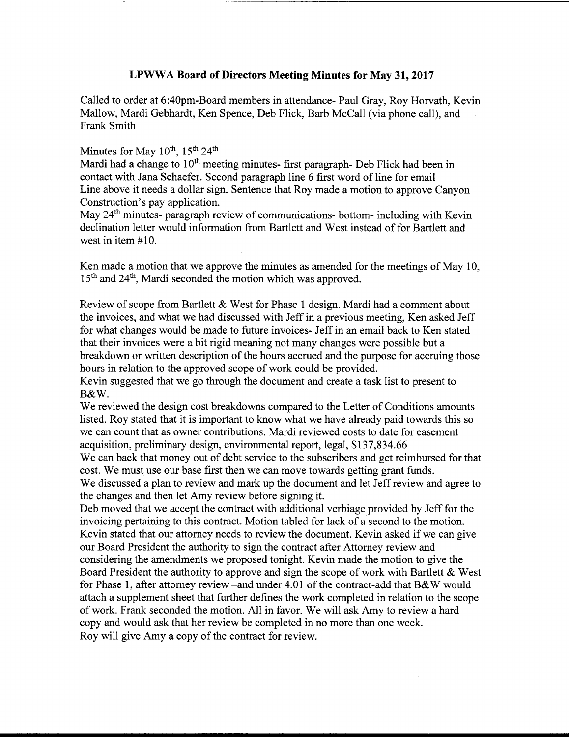## LPWWA Board of Directors Meeting Minutes for May 31, 2017

Called to order at 6:40pm-Board members in attendance- Paul Gray, Roy Horvath, Kevin Mallow, Mardi Gebhardt, Ken Spence, Deb Flick, Barb McCall (via phone call), and Frank Smith

Minutes for May 10th, 15th 24th
Mardi had a change to 10th meeting minutes- first paragraph- Deb Flick had been in contact with Jana Schaefer. Second paragraph line 6 first word of line for email
Line above it needs a dollar sign. Sentence that Roy made a motion to approve Canyon Construction's pay application.
May 24th minutes- paragraph review of communications- bottom- including with Kevin declination letter would information from Bartlett and West instead of for Bartlett and west in item #10.

Ken made a motion that we approve the minutes as amended for the meetings of May 10, 15th and 24th, Mardi seconded the motion which was approved.

Review of scope from Bartlett & West for Phase 1 design. Mardi had a comment about the invoices, and what we had discussed with Jeff in a previous meeting, Ken asked Jeff for what changes would be made to future invoices- Jeff in an email back to Ken stated that their invoices were a bit rigid meaning not many changes were possible but a breakdown or written description of the hours accrued and the purpose for accruing those hours in relation to the approved scope of work could be provided.
Kevin suggested that we go through the document and create a task list to present to B&W.
We reviewed the design cost breakdowns compared to the Letter of Conditions amounts listed. Roy stated that it is important to know what we have already paid towards this so we can count that as owner contributions. Mardi reviewed costs to date for easement acquisition, preliminary design, environmental report, legal, $137,834.66
We can back that money out of debt service to the subscribers and get reimbursed for that cost. We must use our base first then we can move towards getting grant funds.
We discussed a plan to review and mark up the document and let Jeff review and agree to the changes and then let Amy review before signing it.
Deb moved that we accept the contract with additional verbiage provided by Jeff for the invoicing pertaining to this contract. Motion tabled for lack of a second to the motion.
Kevin stated that our attorney needs to review the document. Kevin asked if we can give our Board President the authority to sign the contract after Attorney review and considering the amendments we proposed tonight. Kevin made the motion to give the Board President the authority to approve and sign the scope of work with Bartlett & West for Phase 1, after attorney review –and under 4.01 of the contract-add that B&W would attach a supplement sheet that further defines the work completed in relation to the scope of work. Frank seconded the motion. All in favor. We will ask Amy to review a hard copy and would ask that her review be completed in no more than one week.
Roy will give Amy a copy of the contract for review.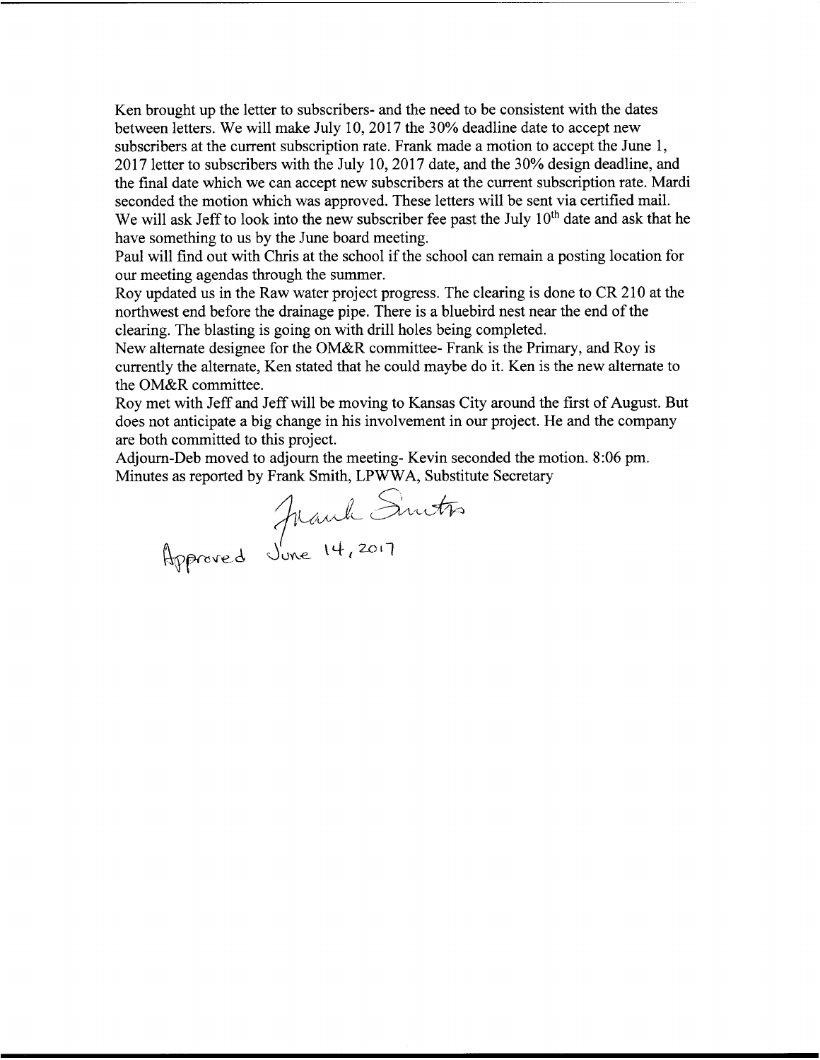Ken brought up the letter to subscribers- and the need to be consistent with the dates between letters. We will make July 10, 2017 the 30% deadline date to accept new subscribers at the current subscription rate. Frank made a motion to accept the June 1, 2017 letter to subscribers with the July 10, 2017 date, and the 30% design deadline, and the final date which we can accept new subscribers at the current subscription rate. Mardi seconded the motion which was approved. These letters will be sent via certified mail. We will ask Jeff to look into the new subscriber fee past the July 10th date and ask that he have something to us by the June board meeting.

Paul will find out with Chris at the school if the school can remain a posting location for our meeting agendas through the summer.

Roy updated us in the Raw water project progress. The clearing is done to CR 210 at the northwest end before the drainage pipe. There is a bluebird nest near the end of the clearing. The blasting is going on with drill holes being completed.

New alternate designee for the OM&R committee- Frank is the Primary, and Roy is currently the alternate, Ken stated that he could maybe do it. Ken is the new alternate to the OM&R committee.

Roy met with Jeff and Jeff will be moving to Kansas City around the first of August. But does not anticipate a big change in his involvement in our project. He and the company are both committed to this project.

Adjourn-Deb moved to adjourn the meeting- Kevin seconded the motion. 8:06 pm.

Minutes as reported by Frank Smith, LPWWA, Substitute Secretary

Frank Smith

Approved June 14, 2017